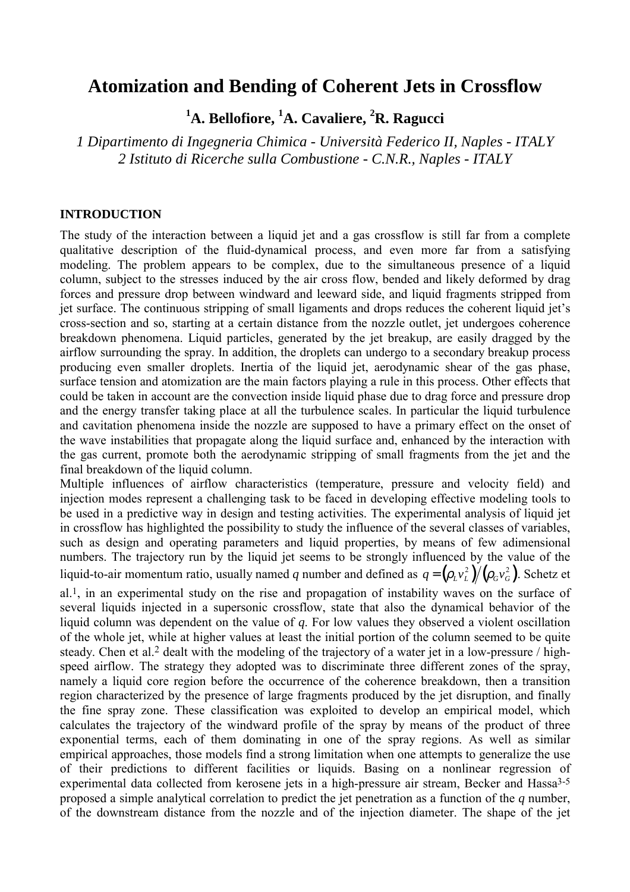# Atomization and Bending of Coherent Jets in Crossflow

**[1]A. Bellofiore, [1]A. Cavaliere, [2]R. Ragucci**

*1 Dipartimento di Ingegneria Chimica - Università Federico II, Naples - ITALY*
*2 Istituto di Ricerche sulla Combustione - C.N.R., Naples - ITALY*

## INTRODUCTION

The study of the interaction between a liquid jet and a gas crossflow is still far from a complete qualitative description of the fluid-dynamical process, and even more far from a satisfying modeling. The problem appears to be complex, due to the simultaneous presence of a liquid column, subject to the stresses induced by the air cross flow, bended and likely deformed by drag forces and pressure drop between windward and leeward side, and liquid fragments stripped from jet surface. The continuous stripping of small ligaments and drops reduces the coherent liquid jet's cross-section and so, starting at a certain distance from the nozzle outlet, jet undergoes coherence breakdown phenomena. Liquid particles, generated by the jet breakup, are easily dragged by the airflow surrounding the spray. In addition, the droplets can undergo to a secondary breakup process producing even smaller droplets. Inertia of the liquid jet, aerodynamic shear of the gas phase, surface tension and atomization are the main factors playing a rule in this process. Other effects that could be taken in account are the convection inside liquid phase due to drag force and pressure drop and the energy transfer taking place at all the turbulence scales. In particular the liquid turbulence and cavitation phenomena inside the nozzle are supposed to have a primary effect on the onset of the wave instabilities that propagate along the liquid surface and, enhanced by the interaction with the gas current, promote both the aerodynamic stripping of small fragments from the jet and the final breakdown of the liquid column.

Multiple influences of airflow characteristics (temperature, pressure and velocity field) and injection modes represent a challenging task to be faced in developing effective modeling tools to be used in a predictive way in design and testing activities. The experimental analysis of liquid jet in crossflow has highlighted the possibility to study the influence of the several classes of variables, such as design and operating parameters and liquid properties, by means of few adimensional numbers. The trajectory run by the liquid jet seems to be strongly influenced by the value of the liquid-to-air momentum ratio, usually named *q* number and defined as $q = \left(\rho_L v_L^2\right) / \left(\rho_G v_G^2\right)$. Schetz et al.[1], in an experimental study on the rise and propagation of instability waves on the surface of several liquids injected in a supersonic crossflow, state that also the dynamical behavior of the liquid column was dependent on the value of *q*. For low values they observed a violent oscillation of the whole jet, while at higher values at least the initial portion of the column seemed to be quite steady. Chen et al.[2] dealt with the modeling of the trajectory of a water jet in a low-pressure / high-speed airflow. The strategy they adopted was to discriminate three different zones of the spray, namely a liquid core region before the occurrence of the coherence breakdown, then a transition region characterized by the presence of large fragments produced by the jet disruption, and finally the fine spray zone. These classification was exploited to develop an empirical model, which calculates the trajectory of the windward profile of the spray by means of the product of three exponential terms, each of them dominating in one of the spray regions. As well as similar empirical approaches, those models find a strong limitation when one attempts to generalize the use of their predictions to different facilities or liquids. Basing on a nonlinear regression of experimental data collected from kerosene jets in a high-pressure air stream, Becker and Hassa[3-5] proposed a simple analytical correlation to predict the jet penetration as a function of the *q* number, of the downstream distance from the nozzle and of the injection diameter. The shape of the jet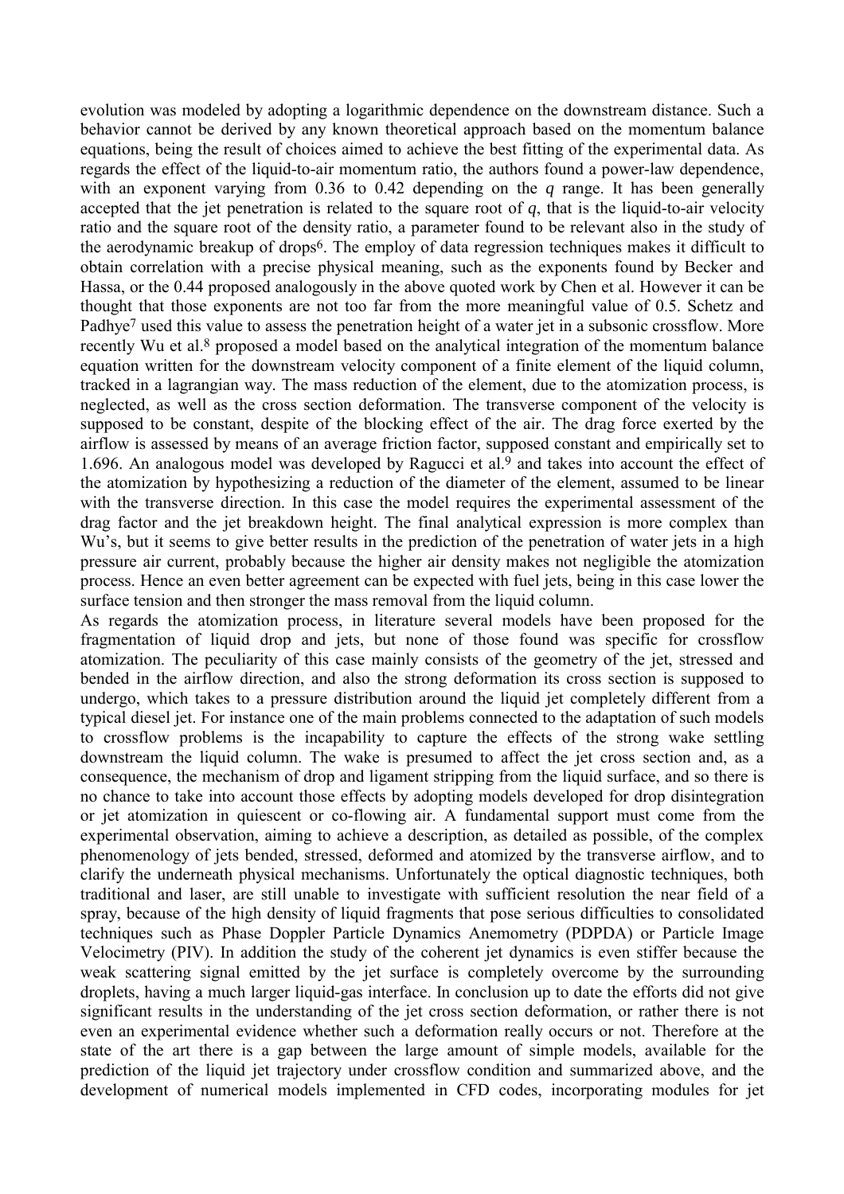evolution was modeled by adopting a logarithmic dependence on the downstream distance. Such a behavior cannot be derived by any known theoretical approach based on the momentum balance equations, being the result of choices aimed to achieve the best fitting of the experimental data. As regards the effect of the liquid-to-air momentum ratio, the authors found a power-law dependence, with an exponent varying from 0.36 to 0.42 depending on the $q$ range. It has been generally accepted that the jet penetration is related to the square root of $q$, that is the liquid-to-air velocity ratio and the square root of the density ratio, a parameter found to be relevant also in the study of the aerodynamic breakup of drops[6]. The employ of data regression techniques makes it difficult to obtain correlation with a precise physical meaning, such as the exponents found by Becker and Hassa, or the 0.44 proposed analogously in the above quoted work by Chen et al. However it can be thought that those exponents are not too far from the more meaningful value of 0.5. Schetz and Padhye[7] used this value to assess the penetration height of a water jet in a subsonic crossflow. More recently Wu et al.[8] proposed a model based on the analytical integration of the momentum balance equation written for the downstream velocity component of a finite element of the liquid column, tracked in a lagrangian way. The mass reduction of the element, due to the atomization process, is neglected, as well as the cross section deformation. The transverse component of the velocity is supposed to be constant, despite of the blocking effect of the air. The drag force exerted by the airflow is assessed by means of an average friction factor, supposed constant and empirically set to 1.696. An analogous model was developed by Ragucci et al.[9] and takes into account the effect of the atomization by hypothesizing a reduction of the diameter of the element, assumed to be linear with the transverse direction. In this case the model requires the experimental assessment of the drag factor and the jet breakdown height. The final analytical expression is more complex than Wu's, but it seems to give better results in the prediction of the penetration of water jets in a high pressure air current, probably because the higher air density makes not negligible the atomization process. Hence an even better agreement can be expected with fuel jets, being in this case lower the surface tension and then stronger the mass removal from the liquid column.

As regards the atomization process, in literature several models have been proposed for the fragmentation of liquid drop and jets, but none of those found was specific for crossflow atomization. The peculiarity of this case mainly consists of the geometry of the jet, stressed and bended in the airflow direction, and also the strong deformation its cross section is supposed to undergo, which takes to a pressure distribution around the liquid jet completely different from a typical diesel jet. For instance one of the main problems connected to the adaptation of such models to crossflow problems is the incapability to capture the effects of the strong wake settling downstream the liquid column. The wake is presumed to affect the jet cross section and, as a consequence, the mechanism of drop and ligament stripping from the liquid surface, and so there is no chance to take into account those effects by adopting models developed for drop disintegration or jet atomization in quiescent or co-flowing air. A fundamental support must come from the experimental observation, aiming to achieve a description, as detailed as possible, of the complex phenomenology of jets bended, stressed, deformed and atomized by the transverse airflow, and to clarify the underneath physical mechanisms. Unfortunately the optical diagnostic techniques, both traditional and laser, are still unable to investigate with sufficient resolution the near field of a spray, because of the high density of liquid fragments that pose serious difficulties to consolidated techniques such as Phase Doppler Particle Dynamics Anemometry (PDPDA) or Particle Image Velocimetry (PIV). In addition the study of the coherent jet dynamics is even stiffer because the weak scattering signal emitted by the jet surface is completely overcome by the surrounding droplets, having a much larger liquid-gas interface. In conclusion up to date the efforts did not give significant results in the understanding of the jet cross section deformation, or rather there is not even an experimental evidence whether such a deformation really occurs or not. Therefore at the state of the art there is a gap between the large amount of simple models, available for the prediction of the liquid jet trajectory under crossflow condition and summarized above, and the development of numerical models implemented in CFD codes, incorporating modules for jet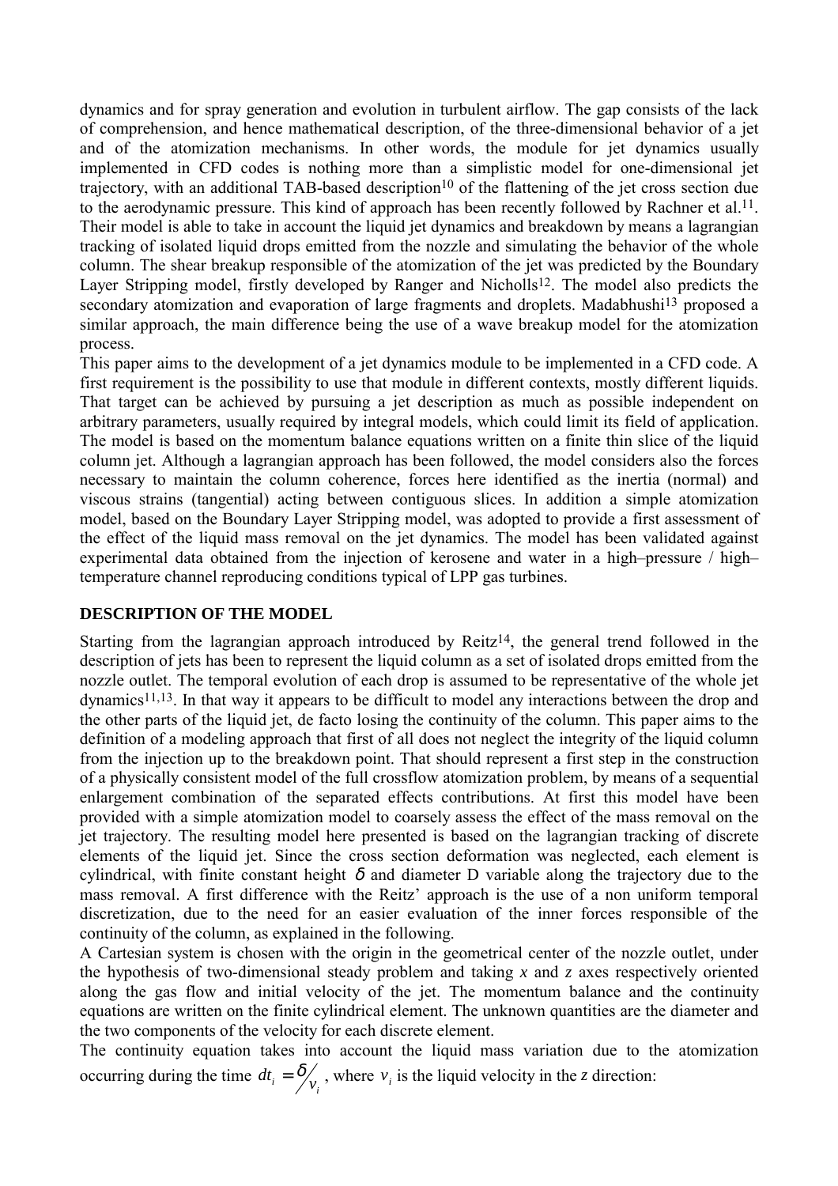dynamics and for spray generation and evolution in turbulent airflow. The gap consists of the lack of comprehension, and hence mathematical description, of the three-dimensional behavior of a jet and of the atomization mechanisms. In other words, the module for jet dynamics usually implemented in CFD codes is nothing more than a simplistic model for one-dimensional jet trajectory, with an additional TAB-based description[10] of the flattening of the jet cross section due to the aerodynamic pressure. This kind of approach has been recently followed by Rachner et al.[11]. Their model is able to take in account the liquid jet dynamics and breakdown by means a lagrangian tracking of isolated liquid drops emitted from the nozzle and simulating the behavior of the whole column. The shear breakup responsible of the atomization of the jet was predicted by the Boundary Layer Stripping model, firstly developed by Ranger and Nicholls[12]. The model also predicts the secondary atomization and evaporation of large fragments and droplets. Madabhushi[13] proposed a similar approach, the main difference being the use of a wave breakup model for the atomization process.

This paper aims to the development of a jet dynamics module to be implemented in a CFD code. A first requirement is the possibility to use that module in different contexts, mostly different liquids. That target can be achieved by pursuing a jet description as much as possible independent on arbitrary parameters, usually required by integral models, which could limit its field of application. The model is based on the momentum balance equations written on a finite thin slice of the liquid column jet. Although a lagrangian approach has been followed, the model considers also the forces necessary to maintain the column coherence, forces here identified as the inertia (normal) and viscous strains (tangential) acting between contiguous slices. In addition a simple atomization model, based on the Boundary Layer Stripping model, was adopted to provide a first assessment of the effect of the liquid mass removal on the jet dynamics. The model has been validated against experimental data obtained from the injection of kerosene and water in a high–pressure / high–temperature channel reproducing conditions typical of LPP gas turbines.

## DESCRIPTION OF THE MODEL

Starting from the lagrangian approach introduced by Reitz[14], the general trend followed in the description of jets has been to represent the liquid column as a set of isolated drops emitted from the nozzle outlet. The temporal evolution of each drop is assumed to be representative of the whole jet dynamics[11,13]. In that way it appears to be difficult to model any interactions between the drop and the other parts of the liquid jet, de facto losing the continuity of the column. This paper aims to the definition of a modeling approach that first of all does not neglect the integrity of the liquid column from the injection up to the breakdown point. That should represent a first step in the construction of a physically consistent model of the full crossflow atomization problem, by means of a sequential enlargement combination of the separated effects contributions. At first this model have been provided with a simple atomization model to coarsely assess the effect of the mass removal on the jet trajectory. The resulting model here presented is based on the lagrangian tracking of discrete elements of the liquid jet. Since the cross section deformation was neglected, each element is cylindrical, with finite constant height $\delta$ and diameter D variable along the trajectory due to the mass removal. A first difference with the Reitz' approach is the use of a non uniform temporal discretization, due to the need for an easier evaluation of the inner forces responsible of the continuity of the column, as explained in the following.

A Cartesian system is chosen with the origin in the geometrical center of the nozzle outlet, under the hypothesis of two-dimensional steady problem and taking *x* and *z* axes respectively oriented along the gas flow and initial velocity of the jet. The momentum balance and the continuity equations are written on the finite cylindrical element. The unknown quantities are the diameter and the two components of the velocity for each discrete element.

The continuity equation takes into account the liquid mass variation due to the atomization occurring during the time $dt_i = \delta / v_i$, where $v_i$ is the liquid velocity in the *z* direction: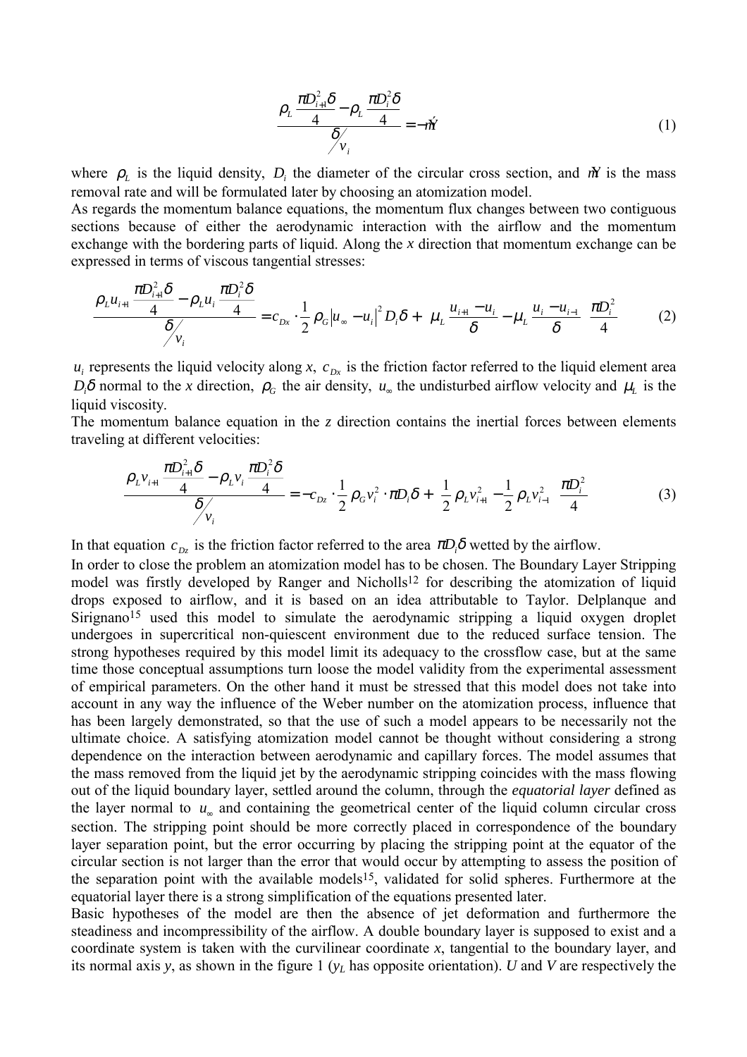$$\frac{\rho_L \dfrac{\pi D_{i+1}^2 \delta}{4} - \rho_L \dfrac{\pi D_i^2 \delta}{4}}{\delta \big/ v_i} = -\dot{m} \tag{1}$$

where $\rho_L$ is the liquid density, $D_i$ the diameter of the circular cross section, and $\dot{m}$ is the mass removal rate and will be formulated later by choosing an atomization model.

As regards the momentum balance equations, the momentum flux changes between two contiguous sections because of either the aerodynamic interaction with the airflow and the momentum exchange with the bordering parts of liquid. Along the *x* direction that momentum exchange can be expressed in terms of viscous tangential stresses:

$$\frac{\rho_L u_{i+1} \dfrac{\pi D_{i+1}^2 \delta}{4} - \rho_L u_i \dfrac{\pi D_i^2 \delta}{4}}{\delta \big/ v_i} = c_{Dx} \cdot \frac{1}{2} \rho_G \left| u_\infty - u_i \right|^2 D_i \delta + \left( \mu_L \frac{u_{i+1} - u_i}{\delta} - \mu_L \frac{u_i - u_{i-1}}{\delta} \right) \frac{\pi D_i^2}{4} \tag{2}$$

$u_i$ represents the liquid velocity along *x*, $c_{Dx}$ is the friction factor referred to the liquid element area $D_i \delta$ normal to the *x* direction, $\rho_G$ the air density, $u_\infty$ the undisturbed airflow velocity and $\mu_L$ is the liquid viscosity.

The momentum balance equation in the *z* direction contains the inertial forces between elements traveling at different velocities:

$$\frac{\rho_L v_{i+1} \dfrac{\pi D_{i+1}^2 \delta}{4} - \rho_L v_i \dfrac{\pi D_i^2 \delta}{4}}{\delta \big/ v_i} = -c_{Dz} \cdot \frac{1}{2} \rho_G v_i^2 \cdot \pi D_i \delta + \left( \frac{1}{2} \rho_L v_{i+1}^2 - \frac{1}{2} \rho_L v_{i-1}^2 \right) \frac{\pi D_i^2}{4} \tag{3}$$

In that equation $c_{Dz}$ is the friction factor referred to the area $\pi D_i \delta$ wetted by the airflow.

In order to close the problem an atomization model has to be chosen. The Boundary Layer Stripping model was firstly developed by Ranger and Nicholls[12] for describing the atomization of liquid drops exposed to airflow, and it is based on an idea attributable to Taylor. Delplanque and Sirignano[15] used this model to simulate the aerodynamic stripping a liquid oxygen droplet undergoes in supercritical non-quiescent environment due to the reduced surface tension. The strong hypotheses required by this model limit its adequacy to the crossflow case, but at the same time those conceptual assumptions turn loose the model validity from the experimental assessment of empirical parameters. On the other hand it must be stressed that this model does not take into account in any way the influence of the Weber number on the atomization process, influence that has been largely demonstrated, so that the use of such a model appears to be necessarily not the ultimate choice. A satisfying atomization model cannot be thought without considering a strong dependence on the interaction between aerodynamic and capillary forces. The model assumes that the mass removed from the liquid jet by the aerodynamic stripping coincides with the mass flowing out of the liquid boundary layer, settled around the column, through the *equatorial layer* defined as the layer normal to $u_\infty$ and containing the geometrical center of the liquid column circular cross section. The stripping point should be more correctly placed in correspondence of the boundary layer separation point, but the error occurring by placing the stripping point at the equator of the circular section is not larger than the error that would occur by attempting to assess the position of the separation point with the available models[15], validated for solid spheres. Furthermore at the equatorial layer there is a strong simplification of the equations presented later.

Basic hypotheses of the model are then the absence of jet deformation and furthermore the steadiness and incompressibility of the airflow. A double boundary layer is supposed to exist and a coordinate system is taken with the curvilinear coordinate *x*, tangential to the boundary layer, and its normal axis *y*, as shown in the figure 1 ($y_L$ has opposite orientation). *U* and *V* are respectively the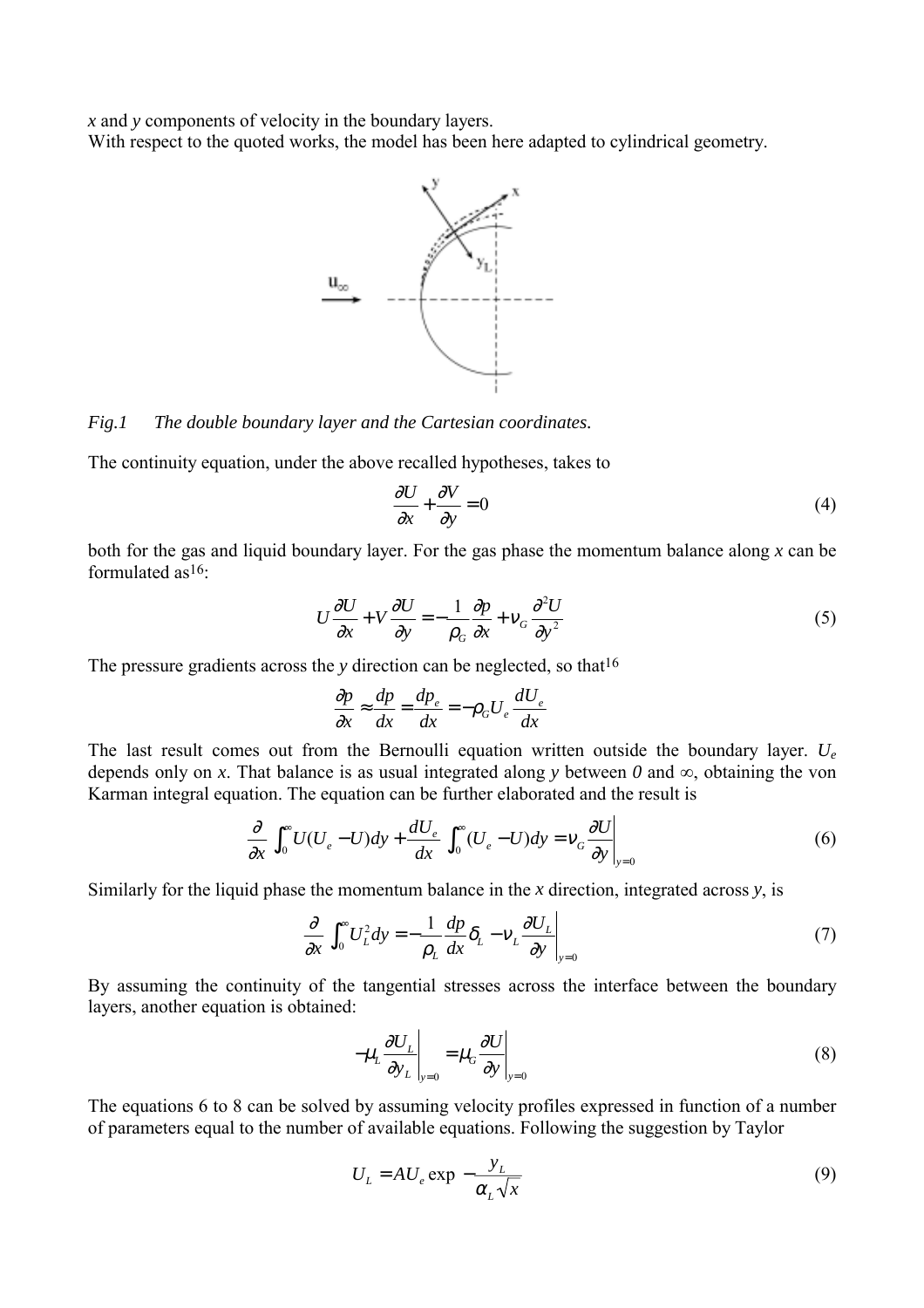$x$ and $y$ components of velocity in the boundary layers.
With respect to the quoted works, the model has been here adapted to cylindrical geometry.

*Fig.1 The double boundary layer and the Cartesian coordinates.*

The continuity equation, under the above recalled hypotheses, takes to

$$\frac{\partial U}{\partial x} + \frac{\partial V}{\partial y} = 0 \tag{4}$$

both for the gas and liquid boundary layer. For the gas phase the momentum balance along $x$ can be formulated as[16]:

$$U\frac{\partial U}{\partial x} + V\frac{\partial U}{\partial y} = -\frac{1}{\rho_G}\frac{\partial p}{\partial x} + \nu_G\frac{\partial^2 U}{\partial y^2} \tag{5}$$

The pressure gradients across the $y$ direction can be neglected, so that[16]

$$\frac{\partial p}{\partial x} \approx \frac{dp}{dx} = \frac{dp_e}{dx} = -\rho_G U_e \frac{dU_e}{dx}$$

The last result comes out from the Bernoulli equation written outside the boundary layer. $U_e$ depends only on $x$. That balance is as usual integrated along $y$ between $0$ and $\infty$, obtaining the von Karman integral equation. The equation can be further elaborated and the result is

$$\frac{\partial}{\partial x}\int_0^\infty U(U_e - U)dy + \frac{dU_e}{dx}\int_0^\infty (U_e - U)dy = \nu_G \left.\frac{\partial U}{\partial y}\right|_{y=0} \tag{6}$$

Similarly for the liquid phase the momentum balance in the $x$ direction, integrated across $y$, is

$$\frac{\partial}{\partial x}\int_0^\infty U_L^2 dy = -\frac{1}{\rho_L}\frac{dp}{dx}\delta_L - \nu_L \left.\frac{\partial U_L}{\partial y}\right|_{y=0} \tag{7}$$

By assuming the continuity of the tangential stresses across the interface between the boundary layers, another equation is obtained:

$$-\mu_L \left.\frac{\partial U_L}{\partial y_L}\right|_{y=0} = \mu_G \left.\frac{\partial U}{\partial y}\right|_{y=0} \tag{8}$$

The equations 6 to 8 can be solved by assuming velocity profiles expressed in function of a number of parameters equal to the number of available equations. Following the suggestion by Taylor

$$U_L = AU_e \exp\left(-\frac{y_L}{\alpha_L\sqrt{x}}\right) \tag{9}$$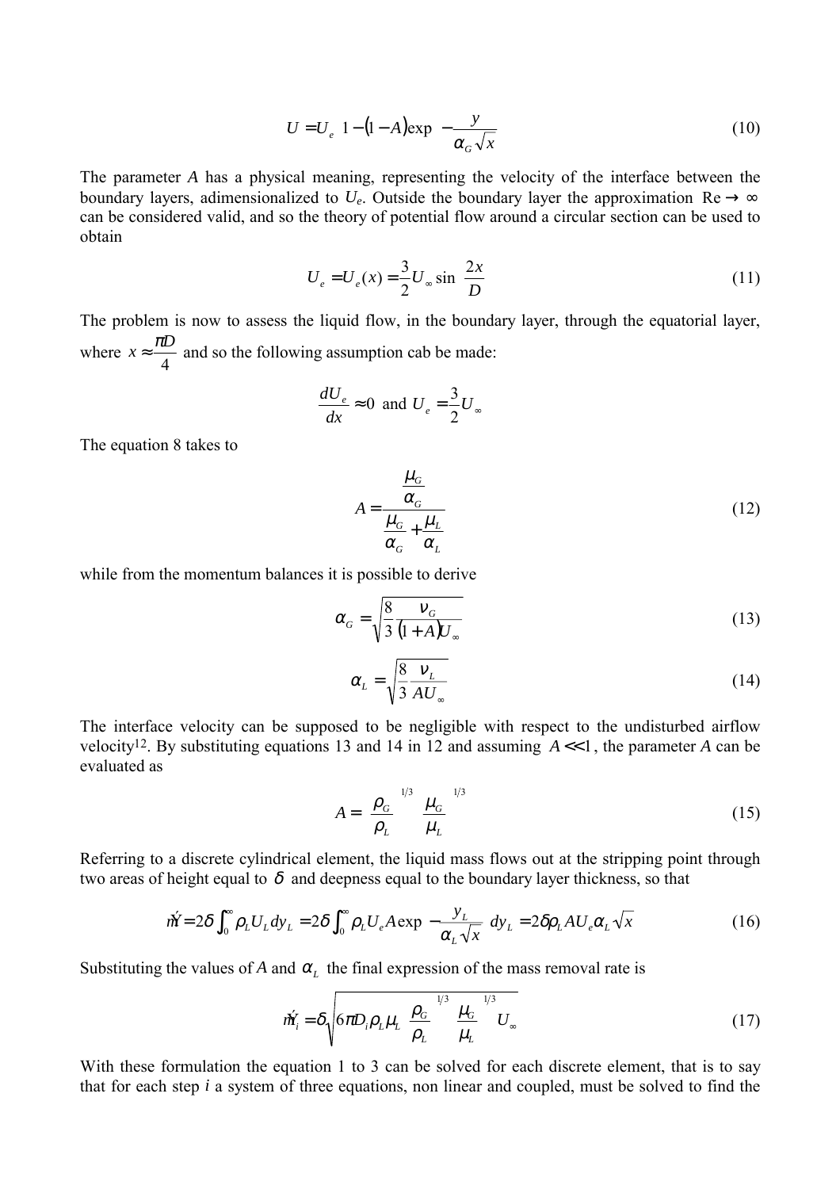$$U = U_e \left[1 - (1 - A)\exp\left(-\frac{y}{\alpha_G \sqrt{x}}\right)\right] \tag{10}$$

The parameter *A* has a physical meaning, representing the velocity of the interface between the boundary layers, adimensionalized to $U_e$. Outside the boundary layer the approximation $\mathrm{Re} \to \infty$ can be considered valid, and so the theory of potential flow around a circular section can be used to obtain

$$U_e = U_e(x) = \frac{3}{2} U_\infty \sin\left(\frac{2x}{D}\right) \tag{11}$$

The problem is now to assess the liquid flow, in the boundary layer, through the equatorial layer, where $x \approx \frac{\pi D}{4}$ and so the following assumption cab be made:

$$\frac{dU_e}{dx} \approx 0 \text{ and } U_e = \frac{3}{2} U_\infty$$

The equation 8 takes to

$$A = \frac{\frac{\mu_G}{\alpha_G}}{\frac{\mu_G}{\alpha_G} + \frac{\mu_L}{\alpha_L}} \tag{12}$$

while from the momentum balances it is possible to derive

$$\alpha_G = \sqrt{\frac{8}{3} \frac{\nu_G}{(1 + A) U_\infty}} \tag{13}$$

$$\alpha_L = \sqrt{\frac{8}{3} \frac{\nu_L}{A U_\infty}} \tag{14}$$

The interface velocity can be supposed to be negligible with respect to the undisturbed airflow velocity[12]. By substituting equations 13 and 14 in 12 and assuming $A << 1$, the parameter *A* can be evaluated as

$$A = \left(\frac{\rho_G}{\rho_L}\right)^{1/3} \left(\frac{\mu_G}{\mu_L}\right)^{1/3} \tag{15}$$

Referring to a discrete cylindrical element, the liquid mass flows out at the stripping point through two areas of height equal to $\delta$ and deepness equal to the boundary layer thickness, so that

$$\dot{m} = 2\delta \int_0^\infty \rho_L U_L dy_L = 2\delta \int_0^\infty \rho_L U_e A \exp\left(-\frac{y_L}{\alpha_L \sqrt{x}}\right) dy_L = 2\delta \rho_L A U_e \alpha_L \sqrt{x} \tag{16}$$

Substituting the values of *A* and $\alpha_L$ the final expression of the mass removal rate is

$$\dot{m}_i = \delta_i \sqrt{6\pi D_i \rho_L \mu_L \left(\frac{\rho_G}{\rho_L}\right)^{1/3} \left(\frac{\mu_G}{\mu_L}\right)^{1/3} U_\infty} \tag{17}$$

With these formulation the equation 1 to 3 can be solved for each discrete element, that is to say that for each step *i* a system of three equations, non linear and coupled, must be solved to find the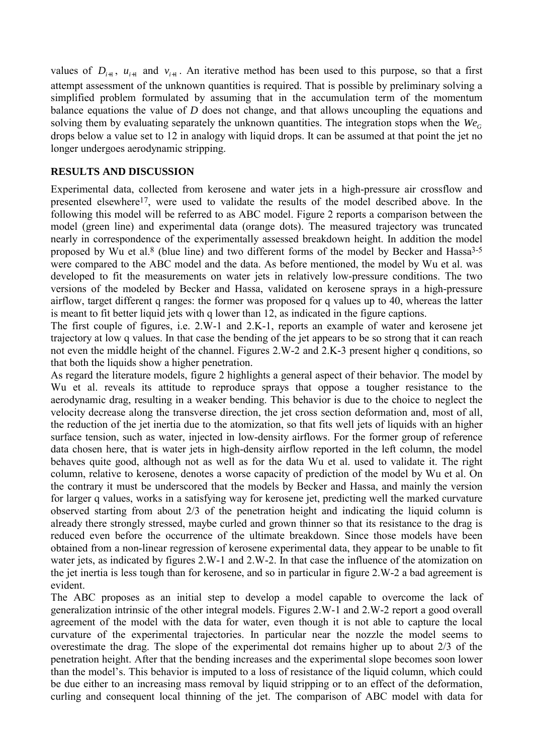values of $D_{i+1}$, $u_{i+1}$ and $v_{i+1}$. An iterative method has been used to this purpose, so that a first attempt assessment of the unknown quantities is required. That is possible by preliminary solving a simplified problem formulated by assuming that in the accumulation term of the momentum balance equations the value of *D* does not change, and that allows uncoupling the equations and solving them by evaluating separately the unknown quantities. The integration stops when the $We_G$ drops below a value set to 12 in analogy with liquid drops. It can be assumed at that point the jet no longer undergoes aerodynamic stripping.

## RESULTS AND DISCUSSION

Experimental data, collected from kerosene and water jets in a high-pressure air crossflow and presented elsewhere[17], were used to validate the results of the model described above. In the following this model will be referred to as ABC model. Figure 2 reports a comparison between the model (green line) and experimental data (orange dots). The measured trajectory was truncated nearly in correspondence of the experimentally assessed breakdown height. In addition the model proposed by Wu et al.[8] (blue line) and two different forms of the model by Becker and Hassa[3-5] were compared to the ABC model and the data. As before mentioned, the model by Wu et al. was developed to fit the measurements on water jets in relatively low-pressure conditions. The two versions of the modeled by Becker and Hassa, validated on kerosene sprays in a high-pressure airflow, target different q ranges: the former was proposed for q values up to 40, whereas the latter is meant to fit better liquid jets with q lower than 12, as indicated in the figure captions.

The first couple of figures, i.e. 2.W-1 and 2.K-1, reports an example of water and kerosene jet trajectory at low q values. In that case the bending of the jet appears to be so strong that it can reach not even the middle height of the channel. Figures 2.W-2 and 2.K-3 present higher q conditions, so that both the liquids show a higher penetration.

As regard the literature models, figure 2 highlights a general aspect of their behavior. The model by Wu et al. reveals its attitude to reproduce sprays that oppose a tougher resistance to the aerodynamic drag, resulting in a weaker bending. This behavior is due to the choice to neglect the velocity decrease along the transverse direction, the jet cross section deformation and, most of all, the reduction of the jet inertia due to the atomization, so that fits well jets of liquids with an higher surface tension, such as water, injected in low-density airflows. For the former group of reference data chosen here, that is water jets in high-density airflow reported in the left column, the model behaves quite good, although not as well as for the data Wu et al. used to validate it. The right column, relative to kerosene, denotes a worse capacity of prediction of the model by Wu et al. On the contrary it must be underscored that the models by Becker and Hassa, and mainly the version for larger q values, works in a satisfying way for kerosene jet, predicting well the marked curvature observed starting from about 2/3 of the penetration height and indicating the liquid column is already there strongly stressed, maybe curled and grown thinner so that its resistance to the drag is reduced even before the occurrence of the ultimate breakdown. Since those models have been obtained from a non-linear regression of kerosene experimental data, they appear to be unable to fit water jets, as indicated by figures 2.W-1 and 2.W-2. In that case the influence of the atomization on the jet inertia is less tough than for kerosene, and so in particular in figure 2.W-2 a bad agreement is evident.

The ABC proposes as an initial step to develop a model capable to overcome the lack of generalization intrinsic of the other integral models. Figures 2.W-1 and 2.W-2 report a good overall agreement of the model with the data for water, even though it is not able to capture the local curvature of the experimental trajectories. In particular near the nozzle the model seems to overestimate the drag. The slope of the experimental dot remains higher up to about 2/3 of the penetration height. After that the bending increases and the experimental slope becomes soon lower than the model's. This behavior is imputed to a loss of resistance of the liquid column, which could be due either to an increasing mass removal by liquid stripping or to an effect of the deformation, curling and consequent local thinning of the jet. The comparison of ABC model with data for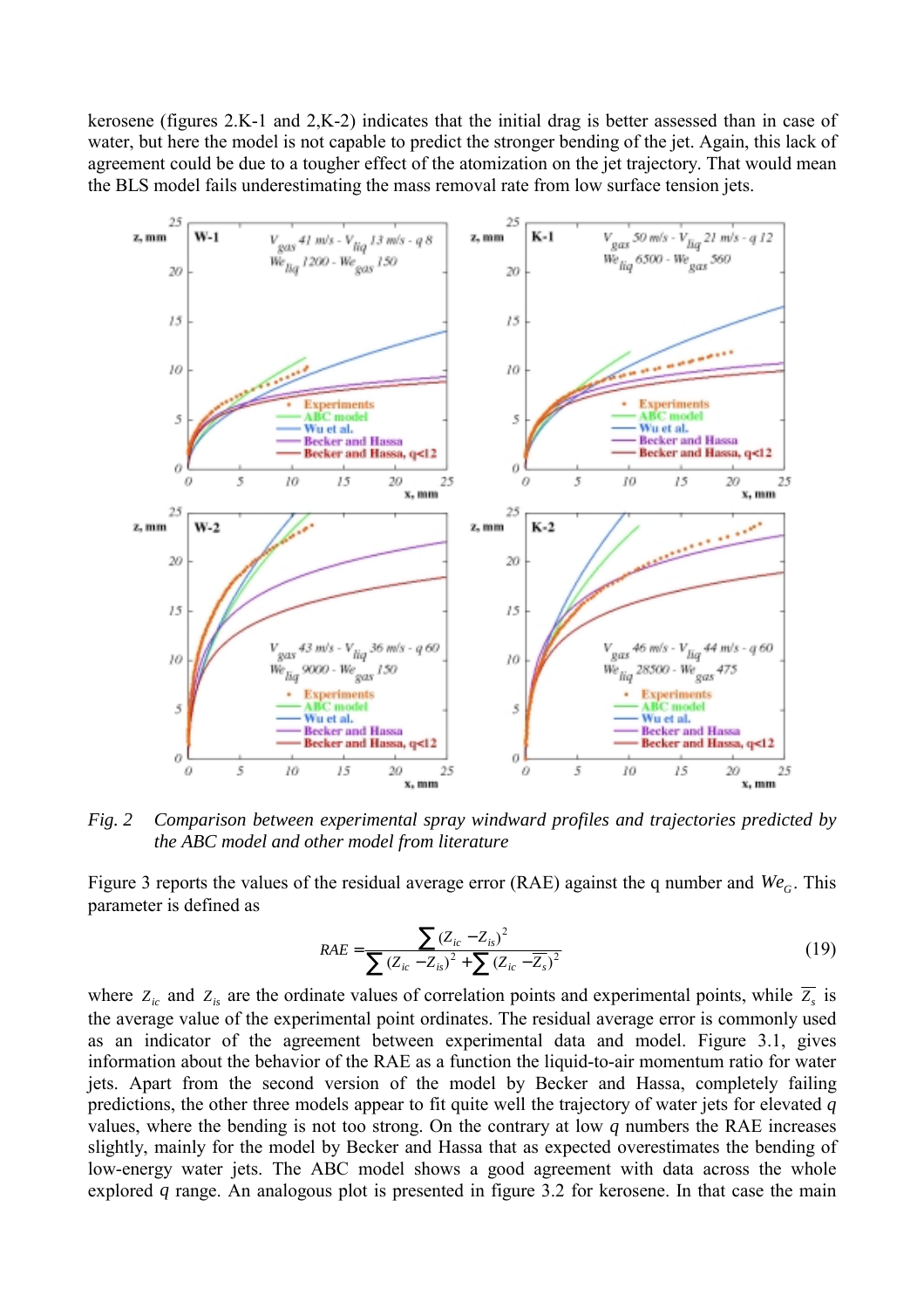kerosene (figures 2.K-1 and 2,K-2) indicates that the initial drag is better assessed than in case of water, but here the model is not capable to predict the stronger bending of the jet. Again, this lack of agreement could be due to a tougher effect of the atomization on the jet trajectory. That would mean the BLS model fails underestimating the mass removal rate from low surface tension jets.

Fig. 2 *Comparison between experimental spray windward profiles and trajectories predicted by the ABC model and other model from literature*

Figure 3 reports the values of the residual average error (RAE) against the q number and $We_G$. This parameter is defined as

$$RAE = \frac{\sum (Z_{ic} - Z_{is})^2}{\sum (Z_{ic} - Z_{is})^2 + \sum (Z_{ic} - \overline{Z_s})^2} \tag{19}$$

where $z_{ic}$ and $z_{is}$ are the ordinate values of correlation points and experimental points, while $\overline{Z_s}$ is the average value of the experimental point ordinates. The residual average error is commonly used as an indicator of the agreement between experimental data and model. Figure 3.1, gives information about the behavior of the RAE as a function the liquid-to-air momentum ratio for water jets. Apart from the second version of the model by Becker and Hassa, completely failing predictions, the other three models appear to fit quite well the trajectory of water jets for elevated *q* values, where the bending is not too strong. On the contrary at low *q* numbers the RAE increases slightly, mainly for the model by Becker and Hassa that as expected overestimates the bending of low-energy water jets. The ABC model shows a good agreement with data across the whole explored *q* range. An analogous plot is presented in figure 3.2 for kerosene. In that case the main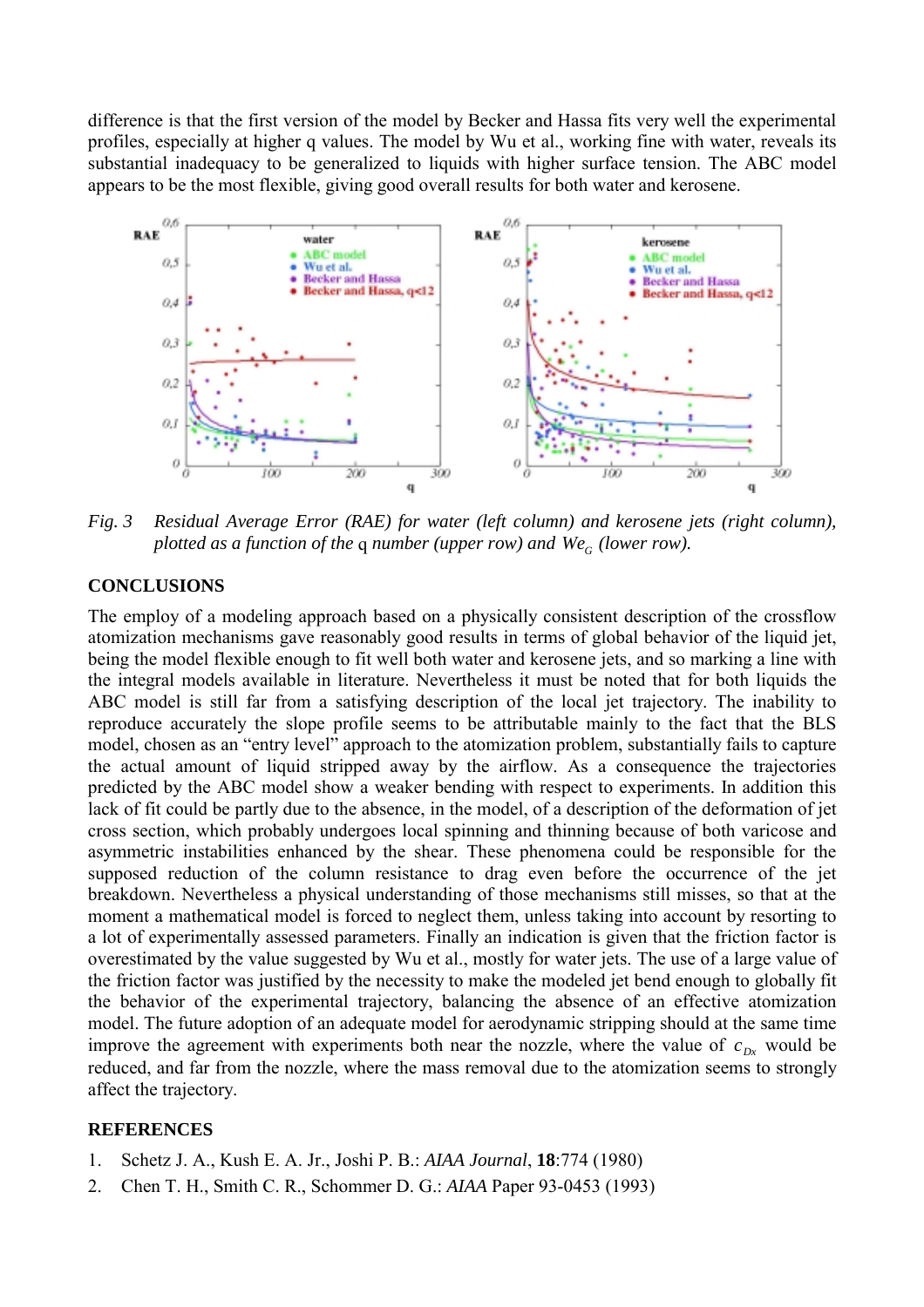difference is that the first version of the model by Becker and Hassa fits very well the experimental profiles, especially at higher q values. The model by Wu et al., working fine with water, reveals its substantial inadequacy to be generalized to liquids with higher surface tension. The ABC model appears to be the most flexible, giving good overall results for both water and kerosene.

*Fig. 3 Residual Average Error (RAE) for water (left column) and kerosene jets (right column), plotted as a function of the* q *number (upper row) and* $We_G$ *(lower row).*

## CONCLUSIONS

The employ of a modeling approach based on a physically consistent description of the crossflow atomization mechanisms gave reasonably good results in terms of global behavior of the liquid jet, being the model flexible enough to fit well both water and kerosene jets, and so marking a line with the integral models available in literature. Nevertheless it must be noted that for both liquids the ABC model is still far from a satisfying description of the local jet trajectory. The inability to reproduce accurately the slope profile seems to be attributable mainly to the fact that the BLS model, chosen as an "entry level" approach to the atomization problem, substantially fails to capture the actual amount of liquid stripped away by the airflow. As a consequence the trajectories predicted by the ABC model show a weaker bending with respect to experiments. In addition this lack of fit could be partly due to the absence, in the model, of a description of the deformation of jet cross section, which probably undergoes local spinning and thinning because of both varicose and asymmetric instabilities enhanced by the shear. These phenomena could be responsible for the supposed reduction of the column resistance to drag even before the occurrence of the jet breakdown. Nevertheless a physical understanding of those mechanisms still misses, so that at the moment a mathematical model is forced to neglect them, unless taking into account by resorting to a lot of experimentally assessed parameters. Finally an indication is given that the friction factor is overestimated by the value suggested by Wu et al., mostly for water jets. The use of a large value of the friction factor was justified by the necessity to make the modeled jet bend enough to globally fit the behavior of the experimental trajectory, balancing the absence of an effective atomization model. The future adoption of an adequate model for aerodynamic stripping should at the same time improve the agreement with experiments both near the nozzle, where the value of $c_{Dx}$ would be reduced, and far from the nozzle, where the mass removal due to the atomization seems to strongly affect the trajectory.

## REFERENCES

1. Schetz J. A., Kush E. A. Jr., Joshi P. B.: *AIAA Journal*, **18**:774 (1980)
2. Chen T. H., Smith C. R., Schommer D. G.: *AIAA* Paper 93-0453 (1993)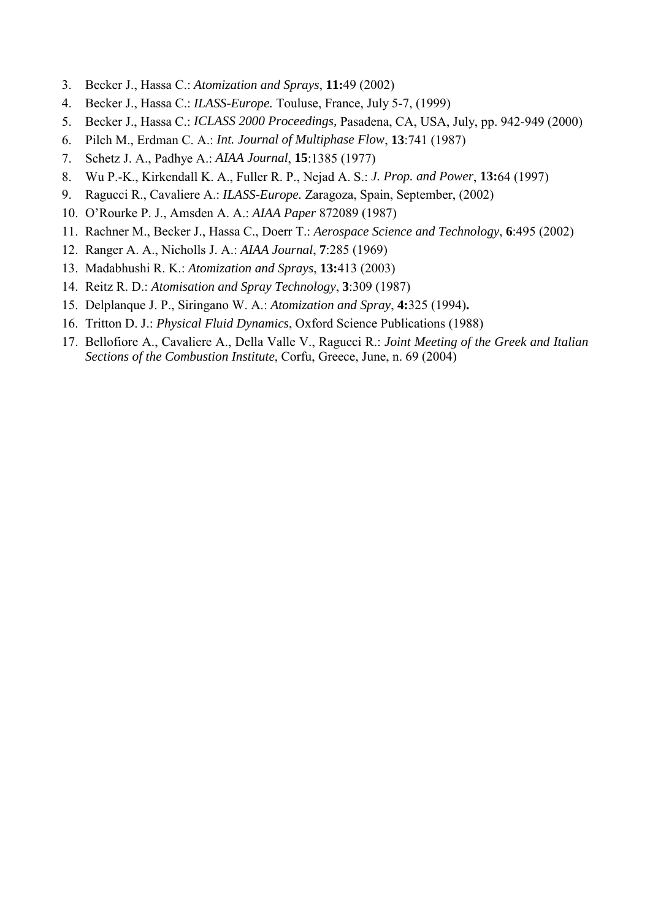3. Becker J., Hassa C.: *Atomization and Sprays*, **11:**49 (2002)
4. Becker J., Hassa C.: *ILASS-Europe.* Touluse, France, July 5-7, (1999)
5. Becker J., Hassa C.: *ICLASS 2000 Proceedings,* Pasadena, CA, USA, July, pp. 942-949 (2000)
6. Pilch M., Erdman C. A.: *Int. Journal of Multiphase Flow*, **13**:741 (1987)
7. Schetz J. A., Padhye A.: *AIAA Journal*, **15**:1385 (1977)
8. Wu P.-K., Kirkendall K. A., Fuller R. P., Nejad A. S.: *J. Prop. and Power*, **13:**64 (1997)
9. Ragucci R., Cavaliere A.: *ILASS-Europe.* Zaragoza, Spain, September, (2002)
10. O'Rourke P. J., Amsden A. A.: *AIAA Paper* 872089 (1987)
11. Rachner M., Becker J., Hassa C., Doerr T.: *Aerospace Science and Technology*, **6**:495 (2002)
12. Ranger A. A., Nicholls J. A.: *AIAA Journal*, **7**:285 (1969)
13. Madabhushi R. K.: *Atomization and Sprays*, **13:**413 (2003)
14. Reitz R. D.: *Atomisation and Spray Technology*, **3**:309 (1987)
15. Delplanque J. P., Siringano W. A.: *Atomization and Spray*, **4:**325 (1994)**.**
16. Tritton D. J.: *Physical Fluid Dynamics*, Oxford Science Publications (1988)
17. Bellofiore A., Cavaliere A., Della Valle V., Ragucci R.: *Joint Meeting of the Greek and Italian Sections of the Combustion Institute*, Corfu, Greece, June, n. 69 (2004)